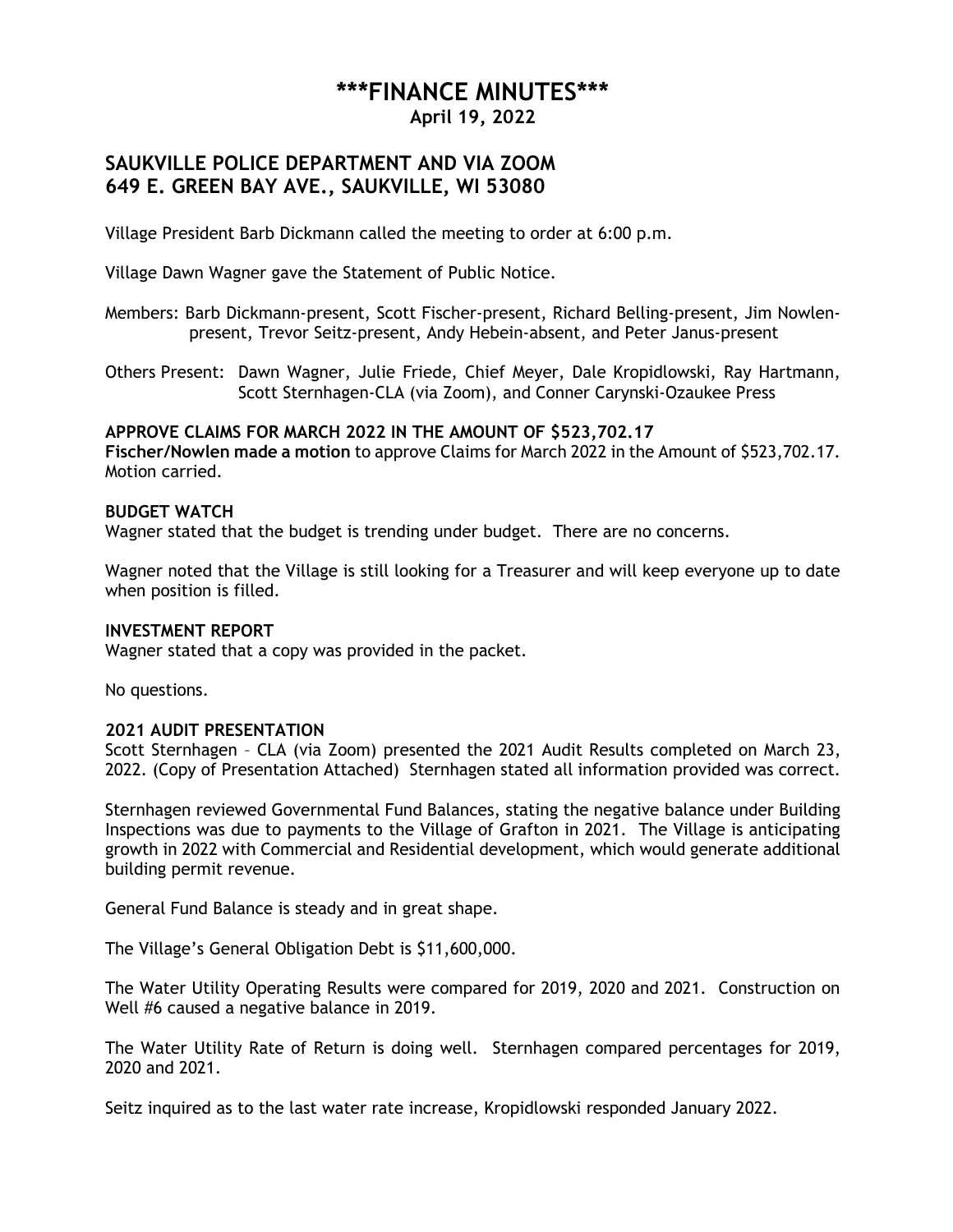# \*\*\*FINANCE MINUTES\*\*\*

**April 19, 2022**

## SAUKVILLE POLICE DEPARTMENT AND VIA ZOOM
## 649 E. GREEN BAY AVE., SAUKVILLE, WI 53080

Village President Barb Dickmann called the meeting to order at 6:00 p.m.

Village Dawn Wagner gave the Statement of Public Notice.

Members: Barb Dickmann-present, Scott Fischer-present, Richard Belling-present, Jim Nowlen-present, Trevor Seitz-present, Andy Hebein-absent, and Peter Janus-present

Others Present: Dawn Wagner, Julie Friede, Chief Meyer, Dale Kropidlowski, Ray Hartmann, Scott Sternhagen-CLA (via Zoom), and Conner Carynski-Ozaukee Press

**APPROVE CLAIMS FOR MARCH 2022 IN THE AMOUNT OF $523,702.17**

**Fischer/Nowlen made a motion** to approve Claims for March 2022 in the Amount of $523,702.17. Motion carried.

**BUDGET WATCH**

Wagner stated that the budget is trending under budget. There are no concerns.

Wagner noted that the Village is still looking for a Treasurer and will keep everyone up to date when position is filled.

**INVESTMENT REPORT**

Wagner stated that a copy was provided in the packet.

No questions.

**2021 AUDIT PRESENTATION**

Scott Sternhagen – CLA (via Zoom) presented the 2021 Audit Results completed on March 23, 2022. (Copy of Presentation Attached) Sternhagen stated all information provided was correct.

Sternhagen reviewed Governmental Fund Balances, stating the negative balance under Building Inspections was due to payments to the Village of Grafton in 2021. The Village is anticipating growth in 2022 with Commercial and Residential development, which would generate additional building permit revenue.

General Fund Balance is steady and in great shape.

The Village's General Obligation Debt is $11,600,000.

The Water Utility Operating Results were compared for 2019, 2020 and 2021. Construction on Well #6 caused a negative balance in 2019.

The Water Utility Rate of Return is doing well. Sternhagen compared percentages for 2019, 2020 and 2021.

Seitz inquired as to the last water rate increase, Kropidlowski responded January 2022.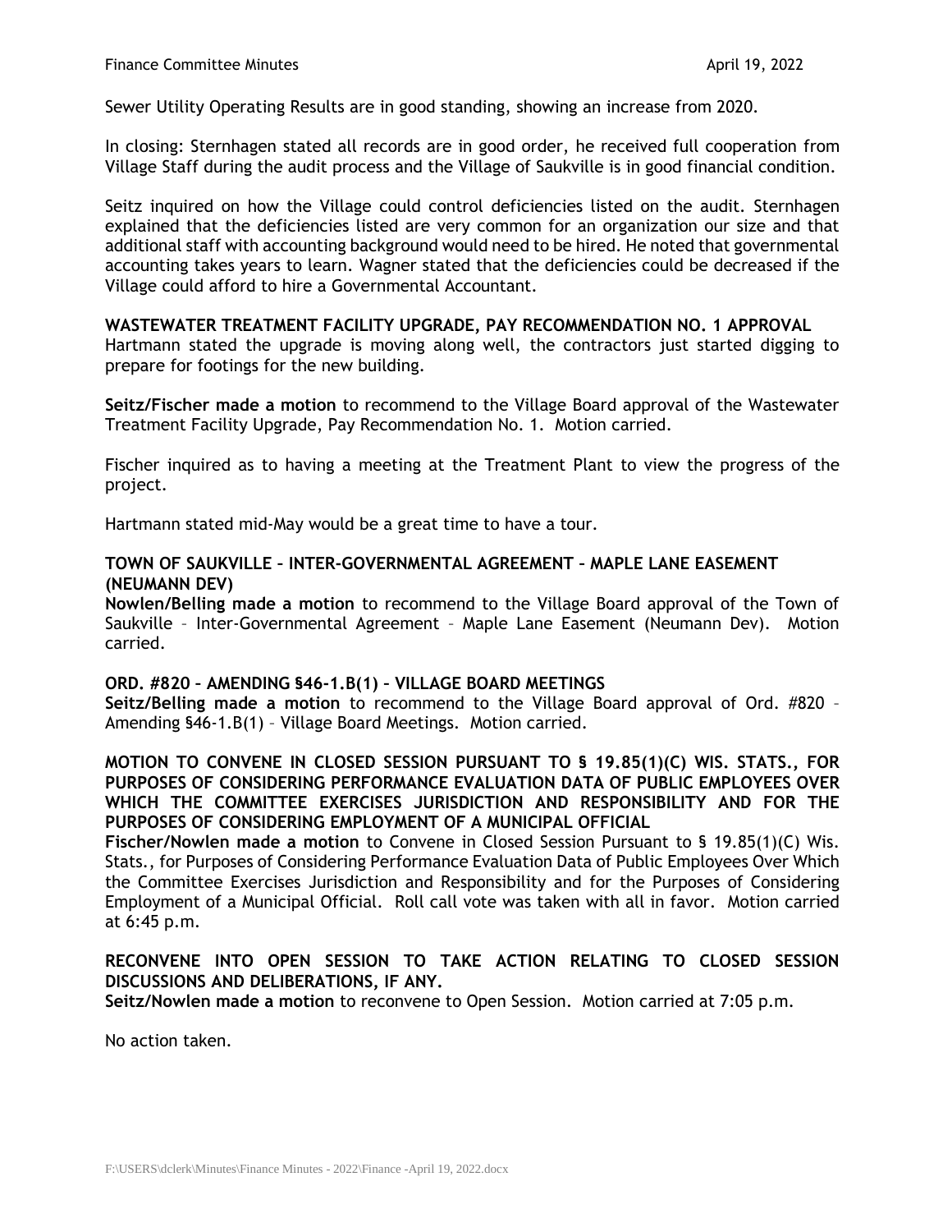Sewer Utility Operating Results are in good standing, showing an increase from 2020.

In closing: Sternhagen stated all records are in good order, he received full cooperation from Village Staff during the audit process and the Village of Saukville is in good financial condition.

Seitz inquired on how the Village could control deficiencies listed on the audit. Sternhagen explained that the deficiencies listed are very common for an organization our size and that additional staff with accounting background would need to be hired. He noted that governmental accounting takes years to learn. Wagner stated that the deficiencies could be decreased if the Village could afford to hire a Governmental Accountant.

**WASTEWATER TREATMENT FACILITY UPGRADE, PAY RECOMMENDATION NO. 1 APPROVAL**
Hartmann stated the upgrade is moving along well, the contractors just started digging to prepare for footings for the new building.

**Seitz/Fischer made a motion** to recommend to the Village Board approval of the Wastewater Treatment Facility Upgrade, Pay Recommendation No. 1. Motion carried.

Fischer inquired as to having a meeting at the Treatment Plant to view the progress of the project.

Hartmann stated mid-May would be a great time to have a tour.

**TOWN OF SAUKVILLE – INTER-GOVERNMENTAL AGREEMENT – MAPLE LANE EASEMENT (NEUMANN DEV)**
**Nowlen/Belling made a motion** to recommend to the Village Board approval of the Town of Saukville – Inter-Governmental Agreement – Maple Lane Easement (Neumann Dev). Motion carried.

**ORD. #820 – AMENDING §46-1.B(1) – VILLAGE BOARD MEETINGS**
**Seitz/Belling made a motion** to recommend to the Village Board approval of Ord. #820 – Amending §46-1.B(1) – Village Board Meetings. Motion carried.

**MOTION TO CONVENE IN CLOSED SESSION PURSUANT TO § 19.85(1)(C) WIS. STATS., FOR PURPOSES OF CONSIDERING PERFORMANCE EVALUATION DATA OF PUBLIC EMPLOYEES OVER WHICH THE COMMITTEE EXERCISES JURISDICTION AND RESPONSIBILITY AND FOR THE PURPOSES OF CONSIDERING EMPLOYMENT OF A MUNICIPAL OFFICIAL**
**Fischer/Nowlen made a motion** to Convene in Closed Session Pursuant to § 19.85(1)(C) Wis. Stats., for Purposes of Considering Performance Evaluation Data of Public Employees Over Which the Committee Exercises Jurisdiction and Responsibility and for the Purposes of Considering Employment of a Municipal Official. Roll call vote was taken with all in favor. Motion carried at 6:45 p.m.

**RECONVENE INTO OPEN SESSION TO TAKE ACTION RELATING TO CLOSED SESSION DISCUSSIONS AND DELIBERATIONS, IF ANY.**
**Seitz/Nowlen made a motion** to reconvene to Open Session. Motion carried at 7:05 p.m.

No action taken.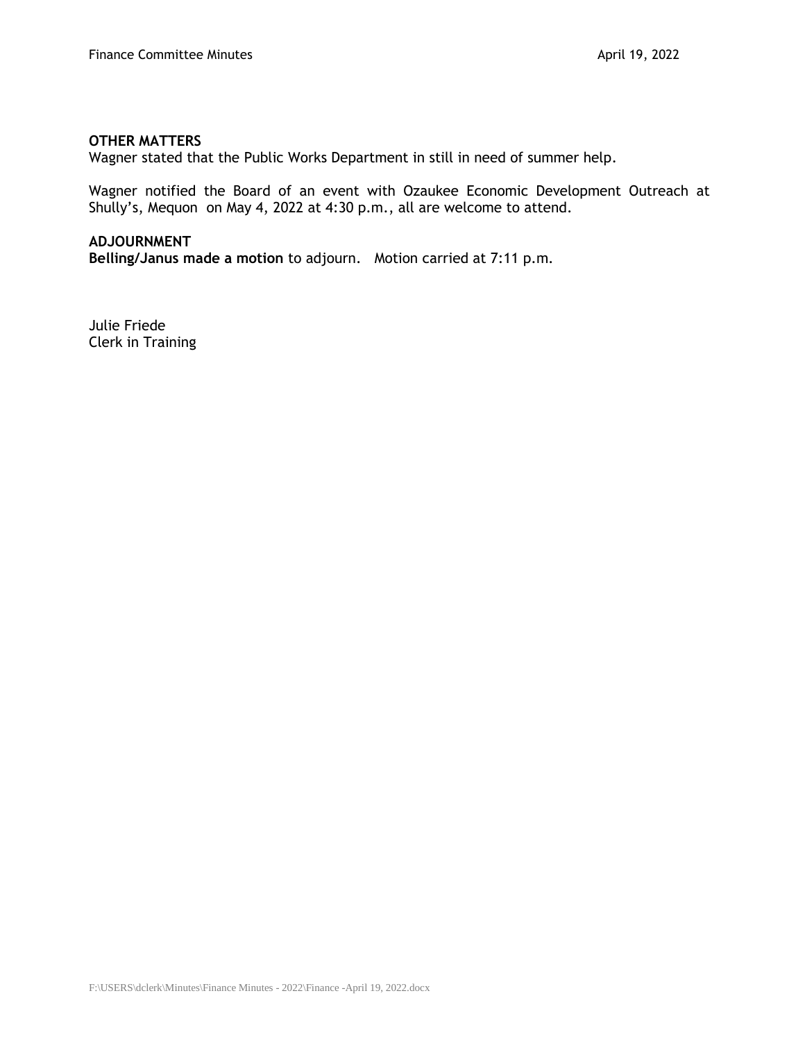**OTHER MATTERS**

Wagner stated that the Public Works Department in still in need of summer help.

Wagner notified the Board of an event with Ozaukee Economic Development Outreach at Shully's, Mequon on May 4, 2022 at 4:30 p.m., all are welcome to attend.

**ADJOURNMENT**

**Belling/Janus made a motion** to adjourn. Motion carried at 7:11 p.m.

Julie Friede
Clerk in Training